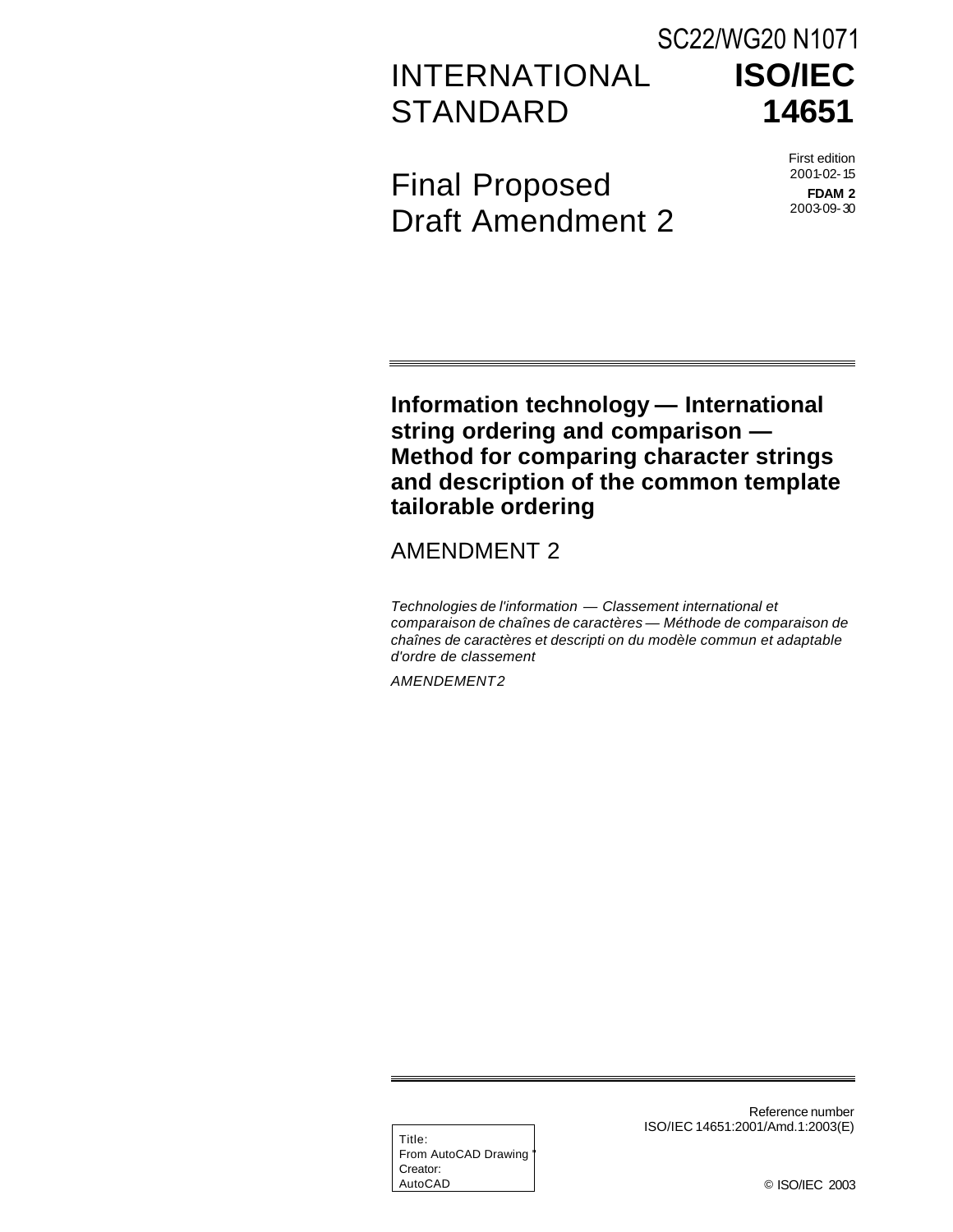SC22/WG20 N1071

# INTERNATIONAL STANDARD ISO/IEC 14651

First edition
2001-02-15

**FDAM 2**
2003-09-30

# Final Proposed Draft Amendment 2

---

## Information technology — International string ordering and comparison — Method for comparing character strings and description of the common template tailorable ordering

AMENDMENT 2

*Technologies de l'information — Classement international et comparaison de chaînes de caractères — Méthode de comparaison de chaînes de caractères et descripti on du modèle commun et adaptable d'ordre de classement*

*AMENDEMENT 2*

---

Reference number
ISO/IEC 14651:2001/Amd.1:2003(E)

Title:
From AutoCAD Drawing
Creator:
AutoCAD

© ISO/IEC 2003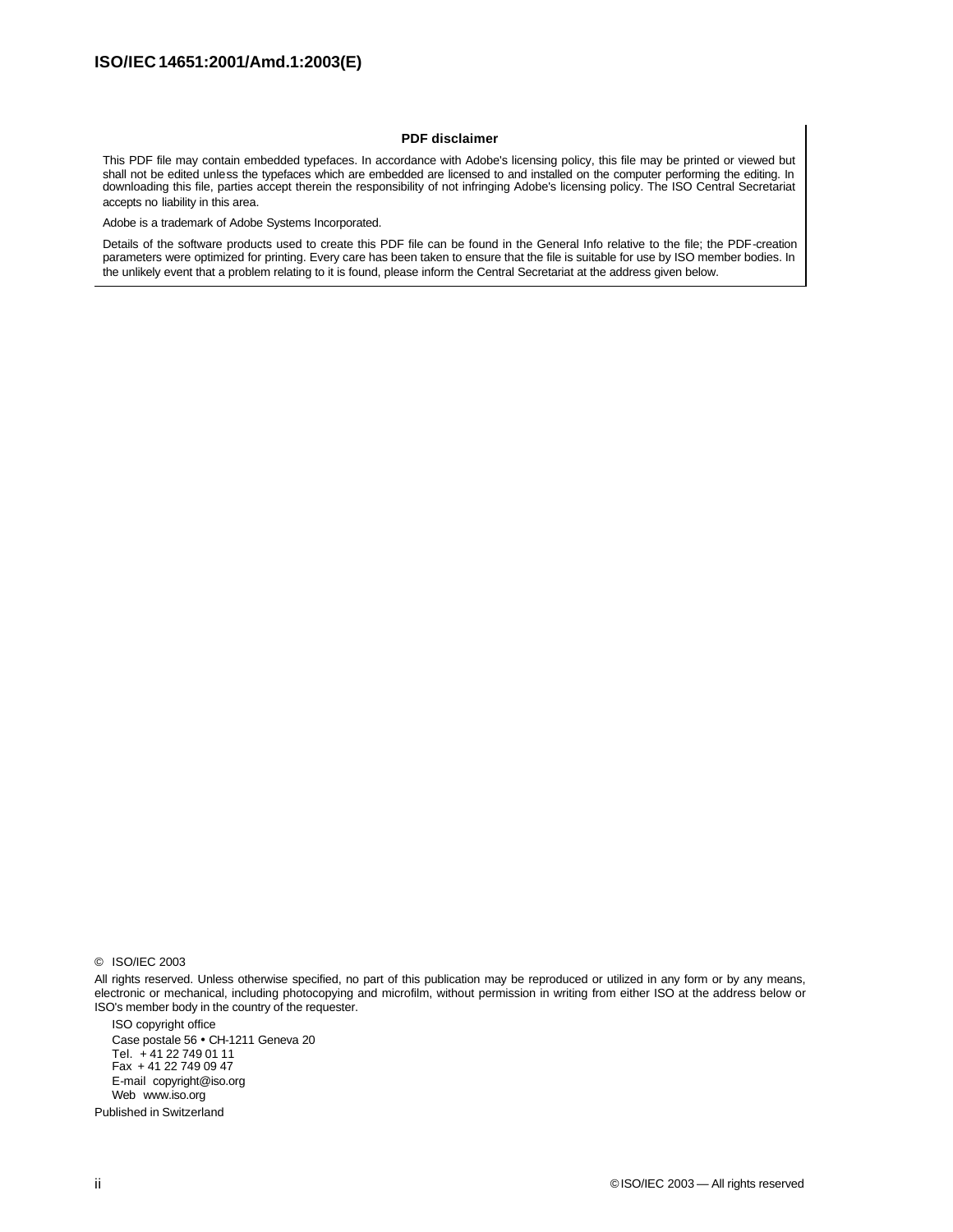**PDF disclaimer**

This PDF file may contain embedded typefaces. In accordance with Adobe's licensing policy, this file may be printed or viewed but shall not be edited unless the typefaces which are embedded are licensed to and installed on the computer performing the editing. In downloading this file, parties accept therein the responsibility of not infringing Adobe's licensing policy. The ISO Central Secretariat accepts no liability in this area.

Adobe is a trademark of Adobe Systems Incorporated.

Details of the software products used to create this PDF file can be found in the General Info relative to the file; the PDF-creation parameters were optimized for printing. Every care has been taken to ensure that the file is suitable for use by ISO member bodies. In the unlikely event that a problem relating to it is found, please inform the Central Secretariat at the address given below.

© ISO/IEC 2003

All rights reserved. Unless otherwise specified, no part of this publication may be reproduced or utilized in any form or by any means, electronic or mechanical, including photocopying and microfilm, without permission in writing from either ISO at the address below or ISO's member body in the country of the requester.

ISO copyright office
Case postale 56 • CH-1211 Geneva 20
Tel. + 41 22 749 01 11
Fax + 41 22 749 09 47
E-mail copyright@iso.org
Web www.iso.org

Published in Switzerland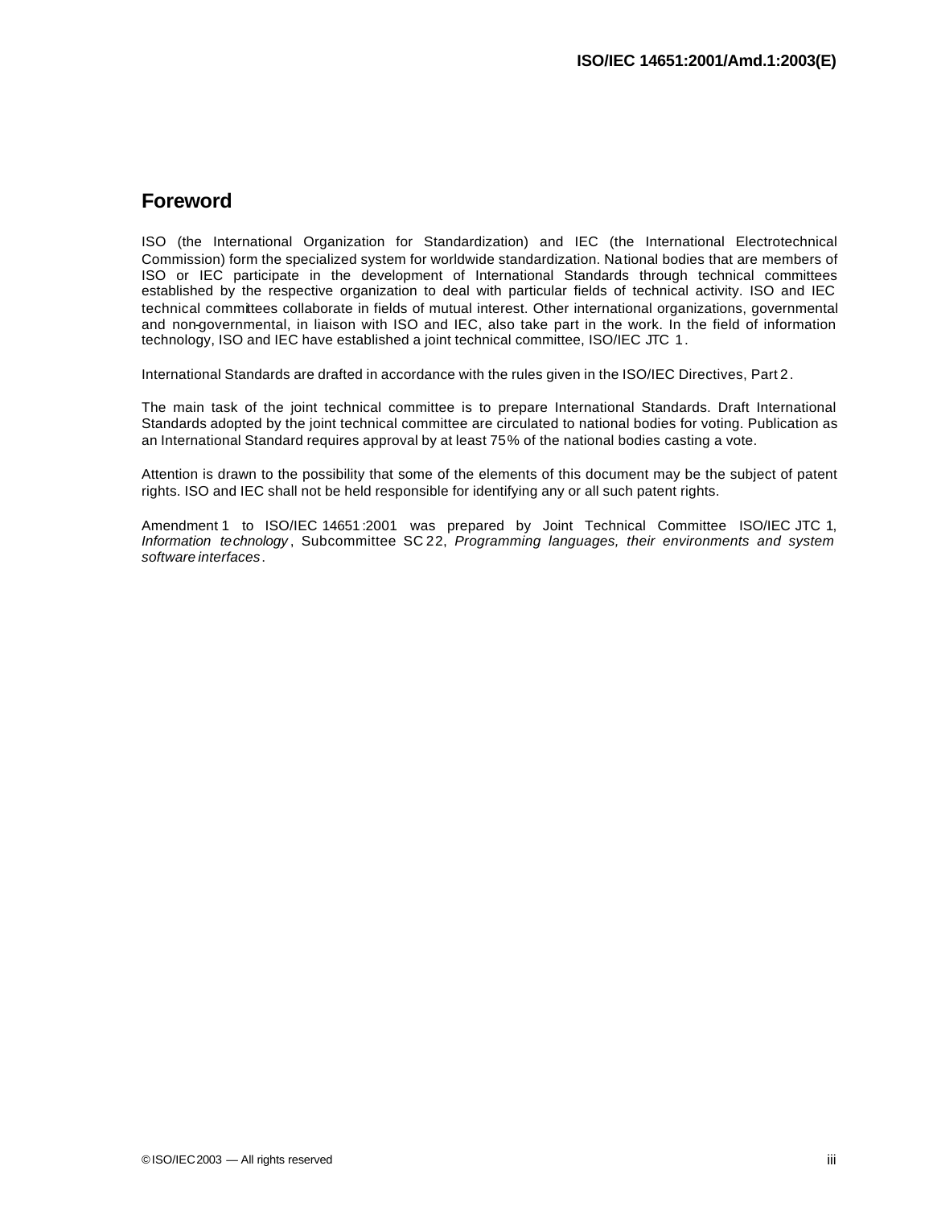## Foreword

ISO (the International Organization for Standardization) and IEC (the International Electrotechnical Commission) form the specialized system for worldwide standardization. National bodies that are members of ISO or IEC participate in the development of International Standards through technical committees established by the respective organization to deal with particular fields of technical activity. ISO and IEC technical committees collaborate in fields of mutual interest. Other international organizations, governmental and non-governmental, in liaison with ISO and IEC, also take part in the work. In the field of information technology, ISO and IEC have established a joint technical committee, ISO/IEC JTC 1.

International Standards are drafted in accordance with the rules given in the ISO/IEC Directives, Part 2.

The main task of the joint technical committee is to prepare International Standards. Draft International Standards adopted by the joint technical committee are circulated to national bodies for voting. Publication as an International Standard requires approval by at least 75% of the national bodies casting a vote.

Attention is drawn to the possibility that some of the elements of this document may be the subject of patent rights. ISO and IEC shall not be held responsible for identifying any or all such patent rights.

Amendment 1 to ISO/IEC 14651:2001 was prepared by Joint Technical Committee ISO/IEC JTC 1, *Information technology*, Subcommittee SC 22, *Programming languages, their environments and system software interfaces*.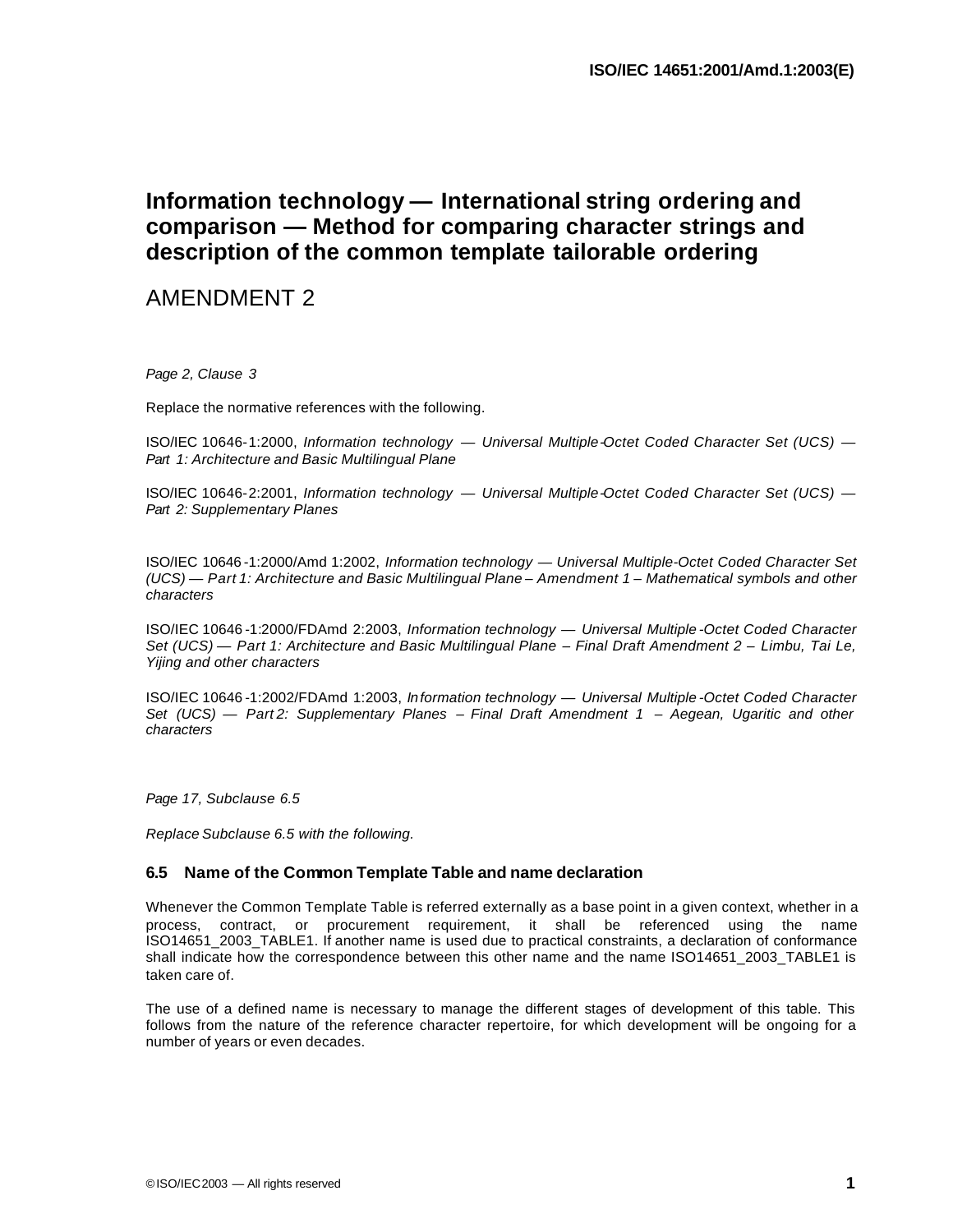# Information technology — International string ordering and comparison — Method for comparing character strings and description of the common template tailorable ordering

AMENDMENT 2

*Page 2, Clause 3*

Replace the normative references with the following.

ISO/IEC 10646-1:2000, *Information technology — Universal Multiple-Octet Coded Character Set (UCS) — Part 1: Architecture and Basic Multilingual Plane*

ISO/IEC 10646-2:2001, *Information technology — Universal Multiple-Octet Coded Character Set (UCS) — Part 2: Supplementary Planes*

ISO/IEC 10646-1:2000/Amd 1:2002, *Information technology — Universal Multiple-Octet Coded Character Set (UCS) — Part 1: Architecture and Basic Multilingual Plane – Amendment 1 – Mathematical symbols and other characters*

ISO/IEC 10646-1:2000/FDAmd 2:2003, *Information technology — Universal Multiple-Octet Coded Character Set (UCS) — Part 1: Architecture and Basic Multilingual Plane – Final Draft Amendment 2 – Limbu, Tai Le, Yijing and other characters*

ISO/IEC 10646-1:2002/FDAmd 1:2003, *Information technology — Universal Multiple-Octet Coded Character Set (UCS) — Part 2: Supplementary Planes – Final Draft Amendment 1 – Aegean, Ugaritic and other characters*

*Page 17, Subclause 6.5*

*Replace Subclause 6.5 with the following.*

### 6.5 Name of the Common Template Table and name declaration

Whenever the Common Template Table is referred externally as a base point in a given context, whether in a process, contract, or procurement requirement, it shall be referenced using the name ISO14651_2003_TABLE1. If another name is used due to practical constraints, a declaration of conformance shall indicate how the correspondence between this other name and the name ISO14651_2003_TABLE1 is taken care of.

The use of a defined name is necessary to manage the different stages of development of this table. This follows from the nature of the reference character repertoire, for which development will be ongoing for a number of years or even decades.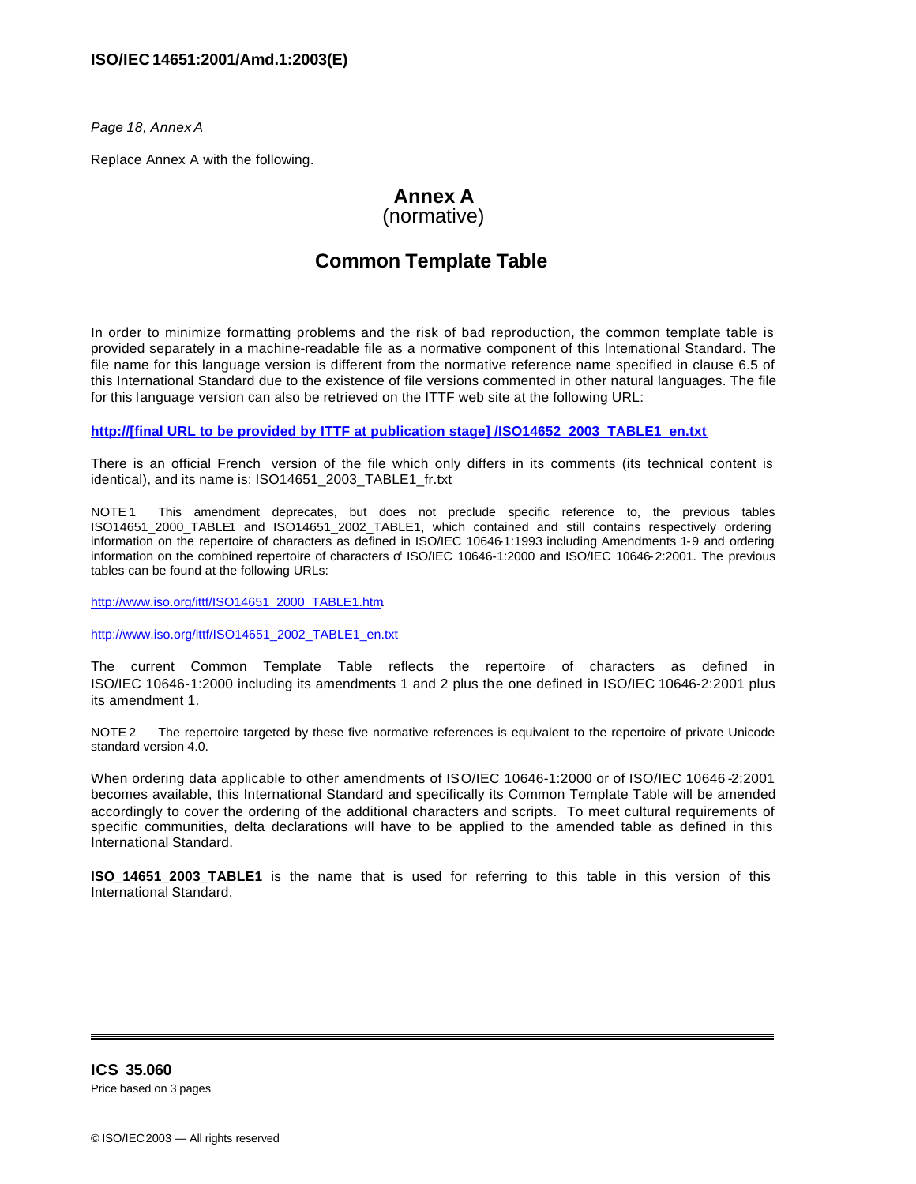*Page 18, Annex A*

Replace Annex A with the following.

# Annex A
(normative)

## Common Template Table

In order to minimize formatting problems and the risk of bad reproduction, the common template table is provided separately in a machine-readable file as a normative component of this International Standard. The file name for this language version is different from the normative reference name specified in clause 6.5 of this International Standard due to the existence of file versions commented in other natural languages. The file for this language version can also be retrieved on the ITTF web site at the following URL:

**http://[final URL to be provided by ITTF at publication stage] /ISO14652_2003_TABLE1_en.txt**

There is an official French version of the file which only differs in its comments (its technical content is identical), and its name is: ISO14651_2003_TABLE1_fr.txt

NOTE 1 This amendment deprecates, but does not preclude specific reference to, the previous tables ISO14651_2000_TABLE1 and ISO14651_2002_TABLE1, which contained and still contains respectively ordering information on the repertoire of characters as defined in ISO/IEC 10646-1:1993 including Amendments 1-9 and ordering information on the combined repertoire of characters of ISO/IEC 10646-1:2000 and ISO/IEC 10646-2:2001. The previous tables can be found at the following URLs:

http://www.iso.org/ittf/ISO14651_2000_TABLE1.htm

http://www.iso.org/ittf/ISO14651_2002_TABLE1_en.txt

The current Common Template Table reflects the repertoire of characters as defined in ISO/IEC 10646-1:2000 including its amendments 1 and 2 plus the one defined in ISO/IEC 10646-2:2001 plus its amendment 1.

NOTE 2 The repertoire targeted by these five normative references is equivalent to the repertoire of private Unicode standard version 4.0.

When ordering data applicable to other amendments of ISO/IEC 10646-1:2000 or of ISO/IEC 10646-2:2001 becomes available, this International Standard and specifically its Common Template Table will be amended accordingly to cover the ordering of the additional characters and scripts. To meet cultural requirements of specific communities, delta declarations will have to be applied to the amended table as defined in this International Standard.

**ISO_14651_2003_TABLE1** is the name that is used for referring to this table in this version of this International Standard.

**ICS 35.060**
Price based on 3 pages